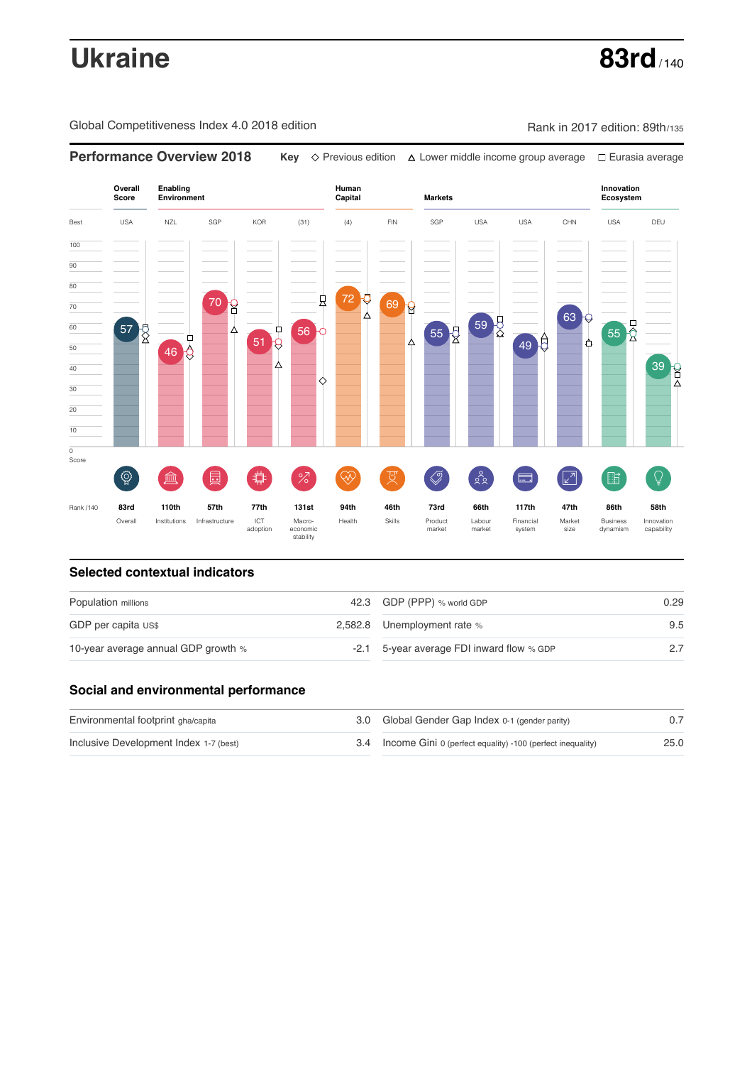# Ukraine

**83rd** / 140

Global Competitiveness Index 4.0 2018 edition

Rank in 2017 edition: 89th/135

## Performance Overview 2018

Key ◇ Previous edition △ Lower middle income group average □ Eurasia average

| | Overall Score | Enabling Environment | | | | Human Capital | | Markets | | | | Innovation Ecosystem | |
|---|---|---|---|---|---|---|---|---|---|---|---|---|---|
| Best | USA | NZL | SGP | KOR | (31) | (4) | FIN | SGP | USA | USA | CHN | USA | DEU |
| Score | 57 | 46 | 70 | 51 | 56 | 72 | 69 | 55 | 59 | 49 | 63 | 55 | 39 |
| Rank /140 | 83rd | 110th | 57th | 77th | 131st | 94th | 46th | 73rd | 66th | 117th | 47th | 86th | 58th |
| | Overall | Institutions | Infrastructure | ICT adoption | Macro-economic stability | Health | Skills | Product market | Labour market | Financial system | Market size | Business dynamism | Innovation capability |

## Selected contextual indicators

| | | | |
|---|---|---|---|
| Population millions | 42.3 | GDP (PPP) % world GDP | 0.29 |
| GDP per capita US$ | 2,582.8 | Unemployment rate % | 9.5 |
| 10-year average annual GDP growth % | -2.1 | 5-year average FDI inward flow % GDP | 2.7 |

## Social and environmental performance

| | | | |
|---|---|---|---|
| Environmental footprint gha/capita | 3.0 | Global Gender Gap Index 0-1 (gender parity) | 0.7 |
| Inclusive Development Index 1-7 (best) | 3.4 | Income Gini 0 (perfect equality) -100 (perfect inequality) | 25.0 |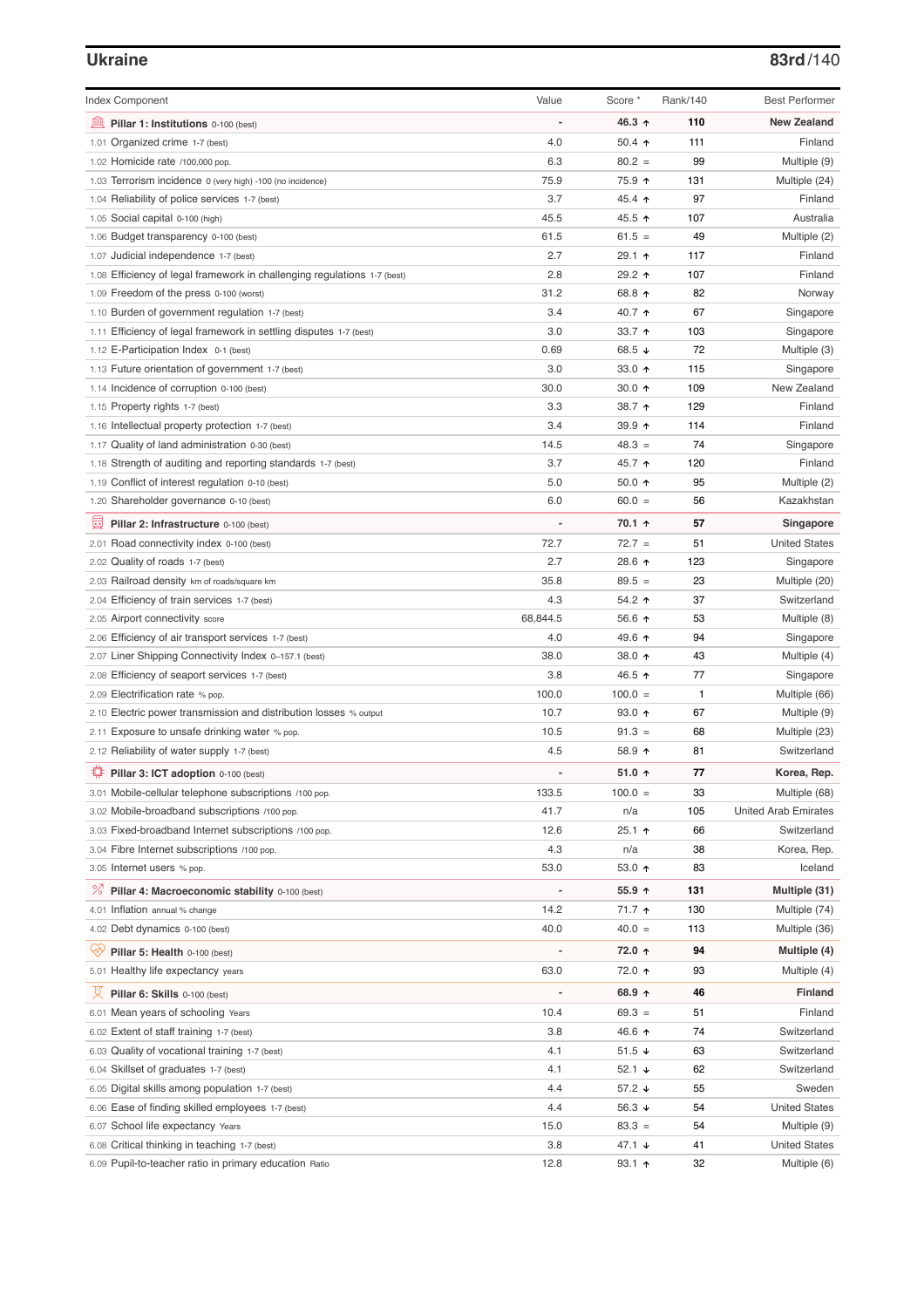## Ukraine

**83rd**/140

| Index Component | Value | Score * | Rank/140 | Best Performer |
|---|---|---|---|---|
| **Pillar 1: Institutions** 0-100 (best) | - | **46.3 ↑** | **110** | **New Zealand** |
| 1.01 Organized crime 1-7 (best) | 4.0 | 50.4 ↑ | 111 | Finland |
| 1.02 Homicide rate /100,000 pop. | 6.3 | 80.2 = | 99 | Multiple (9) |
| 1.03 Terrorism incidence 0 (very high) -100 (no incidence) | 75.9 | 75.9 ↑ | 131 | Multiple (24) |
| 1.04 Reliability of police services 1-7 (best) | 3.7 | 45.4 ↑ | 97 | Finland |
| 1.05 Social capital 0-100 (high) | 45.5 | 45.5 ↑ | 107 | Australia |
| 1.06 Budget transparency 0-100 (best) | 61.5 | 61.5 = | 49 | Multiple (2) |
| 1.07 Judicial independence 1-7 (best) | 2.7 | 29.1 ↑ | 117 | Finland |
| 1.08 Efficiency of legal framework in challenging regulations 1-7 (best) | 2.8 | 29.2 ↑ | 107 | Finland |
| 1.09 Freedom of the press 0-100 (worst) | 31.2 | 68.8 ↑ | 82 | Norway |
| 1.10 Burden of government regulation 1-7 (best) | 3.4 | 40.7 ↑ | 67 | Singapore |
| 1.11 Efficiency of legal framework in settling disputes 1-7 (best) | 3.0 | 33.7 ↑ | 103 | Singapore |
| 1.12 E-Participation Index 0-1 (best) | 0.69 | 68.5 ↓ | 72 | Multiple (3) |
| 1.13 Future orientation of government 1-7 (best) | 3.0 | 33.0 ↑ | 115 | Singapore |
| 1.14 Incidence of corruption 0-100 (best) | 30.0 | 30.0 ↑ | 109 | New Zealand |
| 1.15 Property rights 1-7 (best) | 3.3 | 38.7 ↑ | 129 | Finland |
| 1.16 Intellectual property protection 1-7 (best) | 3.4 | 39.9 ↑ | 114 | Finland |
| 1.17 Quality of land administration 0-30 (best) | 14.5 | 48.3 = | 74 | Singapore |
| 1.18 Strength of auditing and reporting standards 1-7 (best) | 3.7 | 45.7 ↑ | 120 | Finland |
| 1.19 Conflict of interest regulation 0-10 (best) | 5.0 | 50.0 ↑ | 95 | Multiple (2) |
| 1.20 Shareholder governance 0-10 (best) | 6.0 | 60.0 = | 56 | Kazakhstan |
| **Pillar 2: Infrastructure** 0-100 (best) | - | **70.1 ↑** | **57** | **Singapore** |
| 2.01 Road connectivity index 0-100 (best) | 72.7 | 72.7 = | 51 | United States |
| 2.02 Quality of roads 1-7 (best) | 2.7 | 28.6 ↑ | 123 | Singapore |
| 2.03 Railroad density km of roads/square km | 35.8 | 89.5 = | 23 | Multiple (20) |
| 2.04 Efficiency of train services 1-7 (best) | 4.3 | 54.2 ↑ | 37 | Switzerland |
| 2.05 Airport connectivity score | 68,844.5 | 56.6 ↑ | 53 | Multiple (8) |
| 2.06 Efficiency of air transport services 1-7 (best) | 4.0 | 49.6 ↑ | 94 | Singapore |
| 2.07 Liner Shipping Connectivity Index 0–157.1 (best) | 38.0 | 38.0 ↑ | 43 | Multiple (4) |
| 2.08 Efficiency of seaport services 1-7 (best) | 3.8 | 46.5 ↑ | 77 | Singapore |
| 2.09 Electrification rate % pop. | 100.0 | 100.0 = | 1 | Multiple (66) |
| 2.10 Electric power transmission and distribution losses % output | 10.7 | 93.0 ↑ | 67 | Multiple (9) |
| 2.11 Exposure to unsafe drinking water % pop. | 10.5 | 91.3 = | 68 | Multiple (23) |
| 2.12 Reliability of water supply 1-7 (best) | 4.5 | 58.9 ↑ | 81 | Switzerland |
| **Pillar 3: ICT adoption** 0-100 (best) | - | **51.0 ↑** | **77** | **Korea, Rep.** |
| 3.01 Mobile-cellular telephone subscriptions /100 pop. | 133.5 | 100.0 = | 33 | Multiple (68) |
| 3.02 Mobile-broadband subscriptions /100 pop. | 41.7 | n/a | 105 | United Arab Emirates |
| 3.03 Fixed-broadband Internet subscriptions /100 pop. | 12.6 | 25.1 ↑ | 66 | Switzerland |
| 3.04 Fibre Internet subscriptions /100 pop. | 4.3 | n/a | 38 | Korea, Rep. |
| 3.05 Internet users % pop. | 53.0 | 53.0 ↑ | 83 | Iceland |
| **Pillar 4: Macroeconomic stability** 0-100 (best) | - | **55.9 ↑** | **131** | **Multiple (31)** |
| 4.01 Inflation annual % change | 14.2 | 71.7 ↑ | 130 | Multiple (74) |
| 4.02 Debt dynamics 0-100 (best) | 40.0 | 40.0 = | 113 | Multiple (36) |
| **Pillar 5: Health** 0-100 (best) | - | **72.0 ↑** | **94** | **Multiple (4)** |
| 5.01 Healthy life expectancy years | 63.0 | 72.0 ↑ | 93 | Multiple (4) |
| **Pillar 6: Skills** 0-100 (best) | - | **68.9 ↑** | **46** | **Finland** |
| 6.01 Mean years of schooling Years | 10.4 | 69.3 = | 51 | Finland |
| 6.02 Extent of staff training 1-7 (best) | 3.8 | 46.6 ↑ | 74 | Switzerland |
| 6.03 Quality of vocational training 1-7 (best) | 4.1 | 51.5 ↓ | 63 | Switzerland |
| 6.04 Skillset of graduates 1-7 (best) | 4.1 | 52.1 ↓ | 62 | Switzerland |
| 6.05 Digital skills among population 1-7 (best) | 4.4 | 57.2 ↓ | 55 | Sweden |
| 6.06 Ease of finding skilled employees 1-7 (best) | 4.4 | 56.3 ↓ | 54 | United States |
| 6.07 School life expectancy Years | 15.0 | 83.3 = | 54 | Multiple (9) |
| 6.08 Critical thinking in teaching 1-7 (best) | 3.8 | 47.1 ↓ | 41 | United States |
| 6.09 Pupil-to-teacher ratio in primary education Ratio | 12.8 | 93.1 ↑ | 32 | Multiple (6) |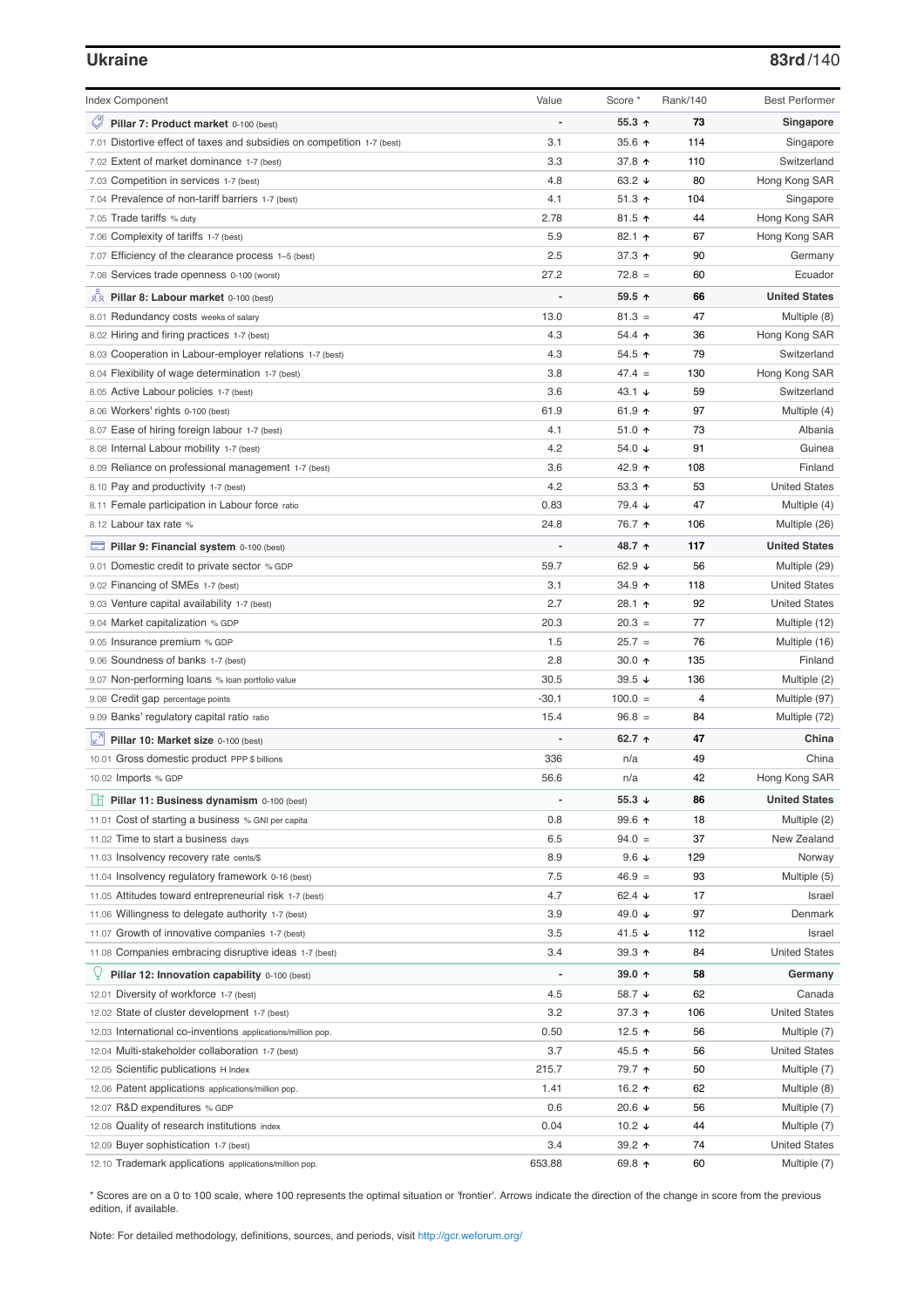## Ukraine

**83rd**/140

| Index Component | Value | Score * | Rank/140 | Best Performer |
|---|---|---|---|---|
| **Pillar 7: Product market** 0-100 (best) | - | **55.3 ↑** | **73** | **Singapore** |
| 7.01 Distortive effect of taxes and subsidies on competition 1-7 (best) | 3.1 | 35.6 ↑ | 114 | Singapore |
| 7.02 Extent of market dominance 1-7 (best) | 3.3 | 37.8 ↑ | 110 | Switzerland |
| 7.03 Competition in services 1-7 (best) | 4.8 | 63.2 ↓ | 80 | Hong Kong SAR |
| 7.04 Prevalence of non-tariff barriers 1-7 (best) | 4.1 | 51.3 ↑ | 104 | Singapore |
| 7.05 Trade tariffs % duty | 2.78 | 81.5 ↑ | 44 | Hong Kong SAR |
| 7.06 Complexity of tariffs 1-7 (best) | 5.9 | 82.1 ↑ | 67 | Hong Kong SAR |
| 7.07 Efficiency of the clearance process 1–5 (best) | 2.5 | 37.3 ↑ | 90 | Germany |
| 7.08 Services trade openness 0-100 (worst) | 27.2 | 72.8 = | 60 | Ecuador |
| **Pillar 8: Labour market** 0-100 (best) | - | **59.5 ↑** | **66** | **United States** |
| 8.01 Redundancy costs weeks of salary | 13.0 | 81.3 = | 47 | Multiple (8) |
| 8.02 Hiring and firing practices 1-7 (best) | 4.3 | 54.4 ↑ | 36 | Hong Kong SAR |
| 8.03 Cooperation in Labour-employer relations 1-7 (best) | 4.3 | 54.5 ↑ | 79 | Switzerland |
| 8.04 Flexibility of wage determination 1-7 (best) | 3.8 | 47.4 = | 130 | Hong Kong SAR |
| 8.05 Active Labour policies 1-7 (best) | 3.6 | 43.1 ↓ | 59 | Switzerland |
| 8.06 Workers' rights 0-100 (best) | 61.9 | 61.9 ↑ | 97 | Multiple (4) |
| 8.07 Ease of hiring foreign labour 1-7 (best) | 4.1 | 51.0 ↑ | 73 | Albania |
| 8.08 Internal Labour mobility 1-7 (best) | 4.2 | 54.0 ↓ | 91 | Guinea |
| 8.09 Reliance on professional management 1-7 (best) | 3.6 | 42.9 ↑ | 108 | Finland |
| 8.10 Pay and productivity 1-7 (best) | 4.2 | 53.3 ↑ | 53 | United States |
| 8.11 Female participation in Labour force ratio | 0.83 | 79.4 ↓ | 47 | Multiple (4) |
| 8.12 Labour tax rate % | 24.8 | 76.7 ↑ | 106 | Multiple (26) |
| **Pillar 9: Financial system** 0-100 (best) | - | **48.7 ↑** | **117** | **United States** |
| 9.01 Domestic credit to private sector % GDP | 59.7 | 62.9 ↓ | 56 | Multiple (29) |
| 9.02 Financing of SMEs 1-7 (best) | 3.1 | 34.9 ↑ | 118 | United States |
| 9.03 Venture capital availability 1-7 (best) | 2.7 | 28.1 ↑ | 92 | United States |
| 9.04 Market capitalization % GDP | 20.3 | 20.3 = | 77 | Multiple (12) |
| 9.05 Insurance premium % GDP | 1.5 | 25.7 = | 76 | Multiple (16) |
| 9.06 Soundness of banks 1-7 (best) | 2.8 | 30.0 ↑ | 135 | Finland |
| 9.07 Non-performing loans % loan portfolio value | 30.5 | 39.5 ↓ | 136 | Multiple (2) |
| 9.08 Credit gap percentage points | -30.1 | 100.0 = | 4 | Multiple (97) |
| 9.09 Banks' regulatory capital ratio ratio | 15.4 | 96.8 = | 84 | Multiple (72) |
| **Pillar 10: Market size** 0-100 (best) | - | **62.7 ↑** | **47** | **China** |
| 10.01 Gross domestic product PPP $ billions | 336 | n/a | 49 | China |
| 10.02 Imports % GDP | 56.6 | n/a | 42 | Hong Kong SAR |
| **Pillar 11: Business dynamism** 0-100 (best) | - | **55.3 ↓** | **86** | **United States** |
| 11.01 Cost of starting a business % GNI per capita | 0.8 | 99.6 ↑ | 18 | Multiple (2) |
| 11.02 Time to start a business days | 6.5 | 94.0 = | 37 | New Zealand |
| 11.03 Insolvency recovery rate cents/$ | 8.9 | 9.6 ↓ | 129 | Norway |
| 11.04 Insolvency regulatory framework 0-16 (best) | 7.5 | 46.9 = | 93 | Multiple (5) |
| 11.05 Attitudes toward entrepreneurial risk 1-7 (best) | 4.7 | 62.4 ↓ | 17 | Israel |
| 11.06 Willingness to delegate authority 1-7 (best) | 3.9 | 49.0 ↓ | 97 | Denmark |
| 11.07 Growth of innovative companies 1-7 (best) | 3.5 | 41.5 ↓ | 112 | Israel |
| 11.08 Companies embracing disruptive ideas 1-7 (best) | 3.4 | 39.3 ↑ | 84 | United States |
| **Pillar 12: Innovation capability** 0-100 (best) | - | **39.0 ↑** | **58** | **Germany** |
| 12.01 Diversity of workforce 1-7 (best) | 4.5 | 58.7 ↓ | 62 | Canada |
| 12.02 State of cluster development 1-7 (best) | 3.2 | 37.3 ↑ | 106 | United States |
| 12.03 International co-inventions applications/million pop. | 0.50 | 12.5 ↑ | 56 | Multiple (7) |
| 12.04 Multi-stakeholder collaboration 1-7 (best) | 3.7 | 45.5 ↑ | 56 | United States |
| 12.05 Scientific publications H Index | 215.7 | 79.7 ↑ | 50 | Multiple (7) |
| 12.06 Patent applications applications/million pop. | 1.41 | 16.2 ↑ | 62 | Multiple (8) |
| 12.07 R&D expenditures % GDP | 0.6 | 20.6 ↓ | 56 | Multiple (7) |
| 12.08 Quality of research institutions index | 0.04 | 10.2 ↓ | 44 | Multiple (7) |
| 12.09 Buyer sophistication 1-7 (best) | 3.4 | 39.2 ↑ | 74 | United States |
| 12.10 Trademark applications applications/million pop. | 653.88 | 69.8 ↑ | 60 | Multiple (7) |

* Scores are on a 0 to 100 scale, where 100 represents the optimal situation or 'frontier'. Arrows indicate the direction of the change in score from the previous edition, if available.

Note: For detailed methodology, definitions, sources, and periods, visit http://gcr.weforum.org/